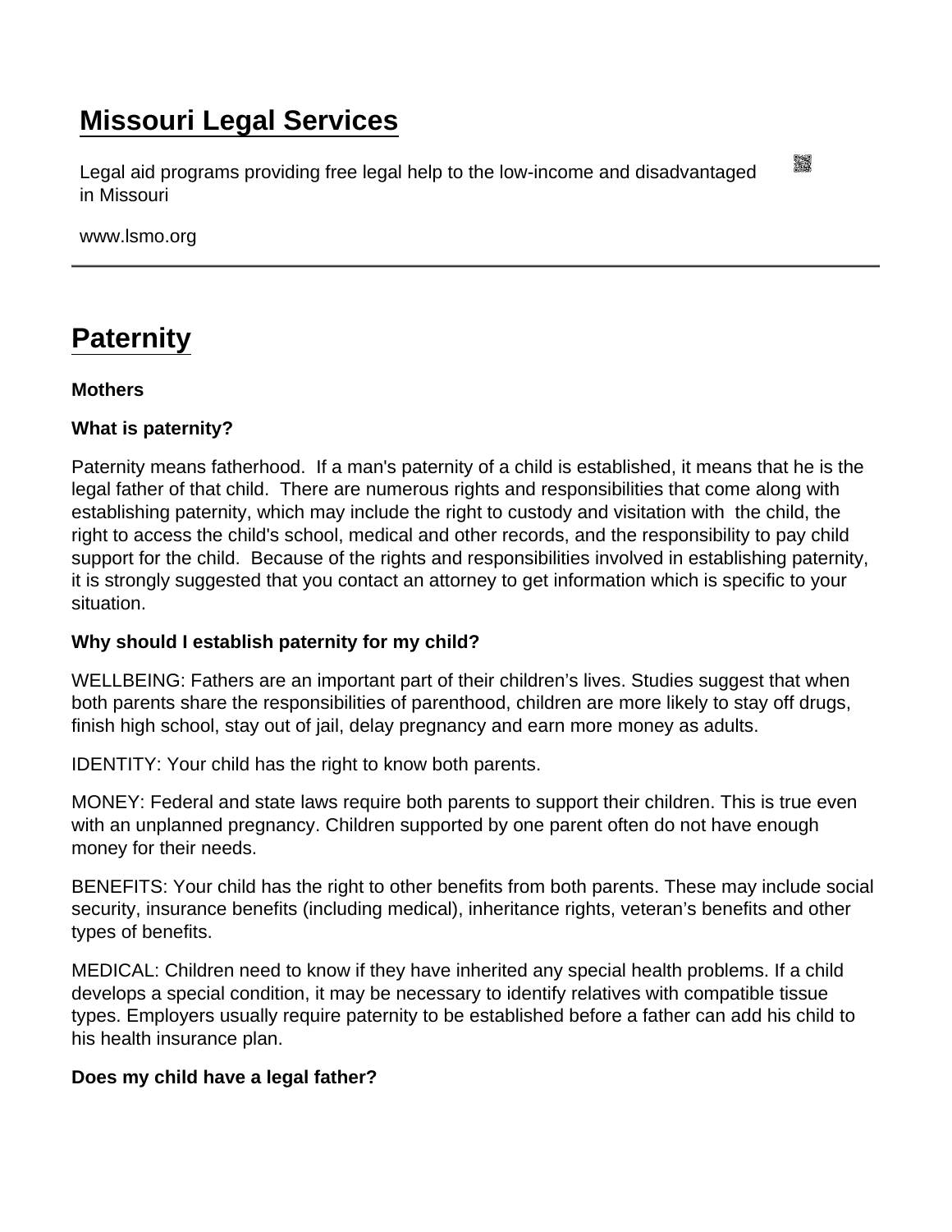# Missouri Legal Services

Legal aid programs providing free legal help to the low-income and disadvantaged in Missouri

www.lsmo.org

## Paternity

**Mothers**

**What is paternity?**

Paternity means fatherhood. If a man's paternity of a child is established, it means that he is the legal father of that child. There are numerous rights and responsibilities that come along with establishing paternity, which may include the right to custody and visitation with the child, the right to access the child's school, medical and other records, and the responsibility to pay child support for the child. Because of the rights and responsibilities involved in establishing paternity, it is strongly suggested that you contact an attorney to get information which is specific to your situation.

**Why should I establish paternity for my child?**

WELLBEING: Fathers are an important part of their children's lives. Studies suggest that when both parents share the responsibilities of parenthood, children are more likely to stay off drugs, finish high school, stay out of jail, delay pregnancy and earn more money as adults.

IDENTITY: Your child has the right to know both parents.

MONEY: Federal and state laws require both parents to support their children. This is true even with an unplanned pregnancy. Children supported by one parent often do not have enough money for their needs.

BENEFITS: Your child has the right to other benefits from both parents. These may include social security, insurance benefits (including medical), inheritance rights, veteran's benefits and other types of benefits.

MEDICAL: Children need to know if they have inherited any special health problems. If a child develops a special condition, it may be necessary to identify relatives with compatible tissue types. Employers usually require paternity to be established before a father can add his child to his health insurance plan.

**Does my child have a legal father?**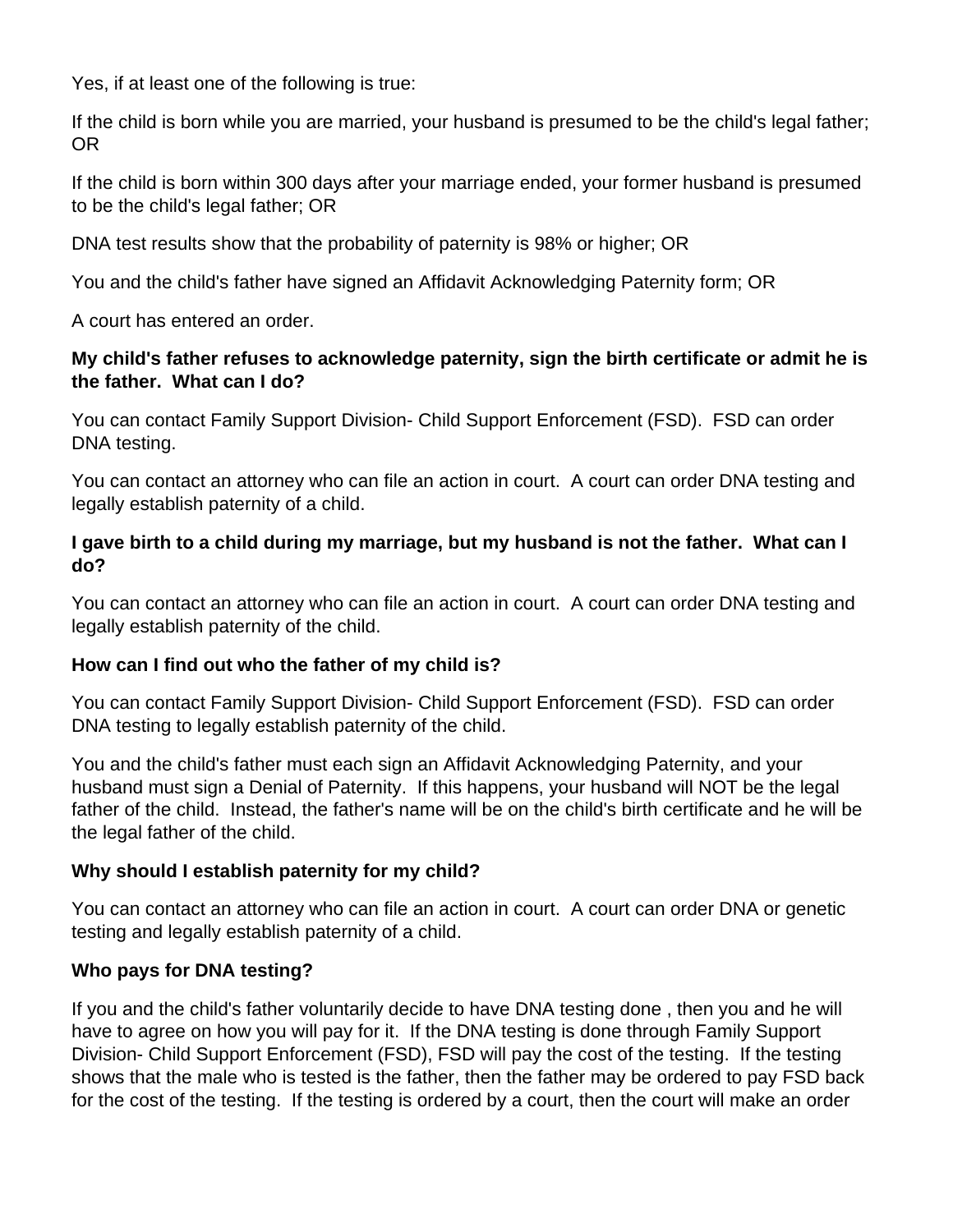Yes, if at least one of the following is true:

If the child is born while you are married, your husband is presumed to be the child's legal father; OR

If the child is born within 300 days after your marriage ended, your former husband is presumed to be the child's legal father; OR

DNA test results show that the probability of paternity is 98% or higher; OR

You and the child's father have signed an Affidavit Acknowledging Paternity form; OR

A court has entered an order.

**My child's father refuses to acknowledge paternity, sign the birth certificate or admit he is the father. What can I do?**

You can contact Family Support Division- Child Support Enforcement (FSD). FSD can order DNA testing.

You can contact an attorney who can file an action in court. A court can order DNA testing and legally establish paternity of a child.

**I gave birth to a child during my marriage, but my husband is not the father. What can I do?**

You can contact an attorney who can file an action in court. A court can order DNA testing and legally establish paternity of the child.

**How can I find out who the father of my child is?**

You can contact Family Support Division- Child Support Enforcement (FSD). FSD can order DNA testing to legally establish paternity of the child.

You and the child's father must each sign an Affidavit Acknowledging Paternity, and your husband must sign a Denial of Paternity. If this happens, your husband will NOT be the legal father of the child. Instead, the father's name will be on the child's birth certificate and he will be the legal father of the child.

**Why should I establish paternity for my child?**

You can contact an attorney who can file an action in court. A court can order DNA or genetic testing and legally establish paternity of a child.

**Who pays for DNA testing?**

If you and the child's father voluntarily decide to have DNA testing done , then you and he will have to agree on how you will pay for it. If the DNA testing is done through Family Support Division- Child Support Enforcement (FSD), FSD will pay the cost of the testing. If the testing shows that the male who is tested is the father, then the father may be ordered to pay FSD back for the cost of the testing. If the testing is ordered by a court, then the court will make an order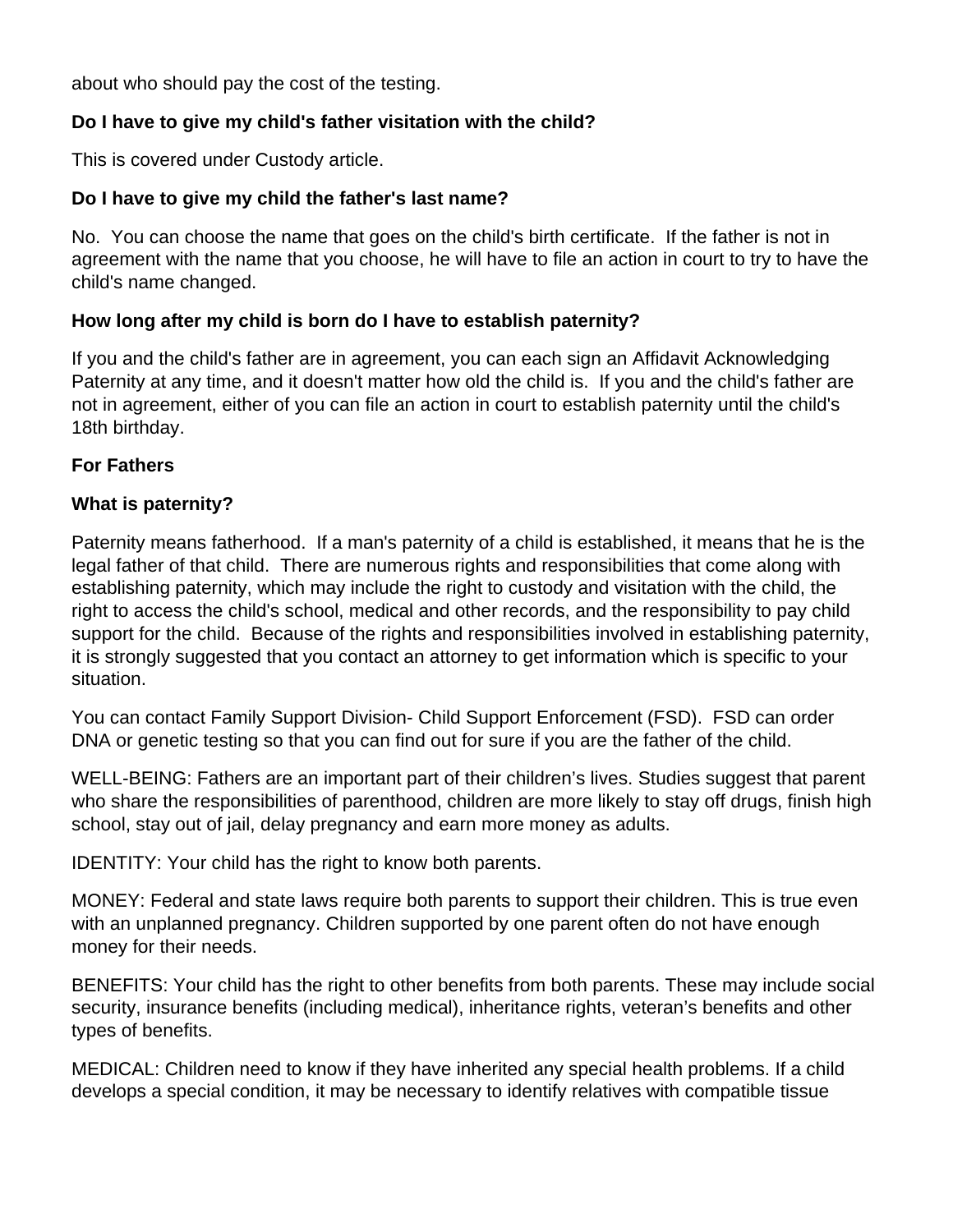about who should pay the cost of the testing.

**Do I have to give my child's father visitation with the child?**

This is covered under Custody article.

**Do I have to give my child the father's last name?**

No. You can choose the name that goes on the child's birth certificate. If the father is not in agreement with the name that you choose, he will have to file an action in court to try to have the child's name changed.

**How long after my child is born do I have to establish paternity?**

If you and the child's father are in agreement, you can each sign an Affidavit Acknowledging Paternity at any time, and it doesn't matter how old the child is. If you and the child's father are not in agreement, either of you can file an action in court to establish paternity until the child's 18th birthday.

**For Fathers**

**What is paternity?**

Paternity means fatherhood. If a man's paternity of a child is established, it means that he is the legal father of that child. There are numerous rights and responsibilities that come along with establishing paternity, which may include the right to custody and visitation with the child, the right to access the child's school, medical and other records, and the responsibility to pay child support for the child. Because of the rights and responsibilities involved in establishing paternity, it is strongly suggested that you contact an attorney to get information which is specific to your situation.

You can contact Family Support Division- Child Support Enforcement (FSD). FSD can order DNA or genetic testing so that you can find out for sure if you are the father of the child.

WELL-BEING: Fathers are an important part of their children's lives. Studies suggest that parent who share the responsibilities of parenthood, children are more likely to stay off drugs, finish high school, stay out of jail, delay pregnancy and earn more money as adults.

IDENTITY: Your child has the right to know both parents.

MONEY: Federal and state laws require both parents to support their children. This is true even with an unplanned pregnancy. Children supported by one parent often do not have enough money for their needs.

BENEFITS: Your child has the right to other benefits from both parents. These may include social security, insurance benefits (including medical), inheritance rights, veteran's benefits and other types of benefits.

MEDICAL: Children need to know if they have inherited any special health problems. If a child develops a special condition, it may be necessary to identify relatives with compatible tissue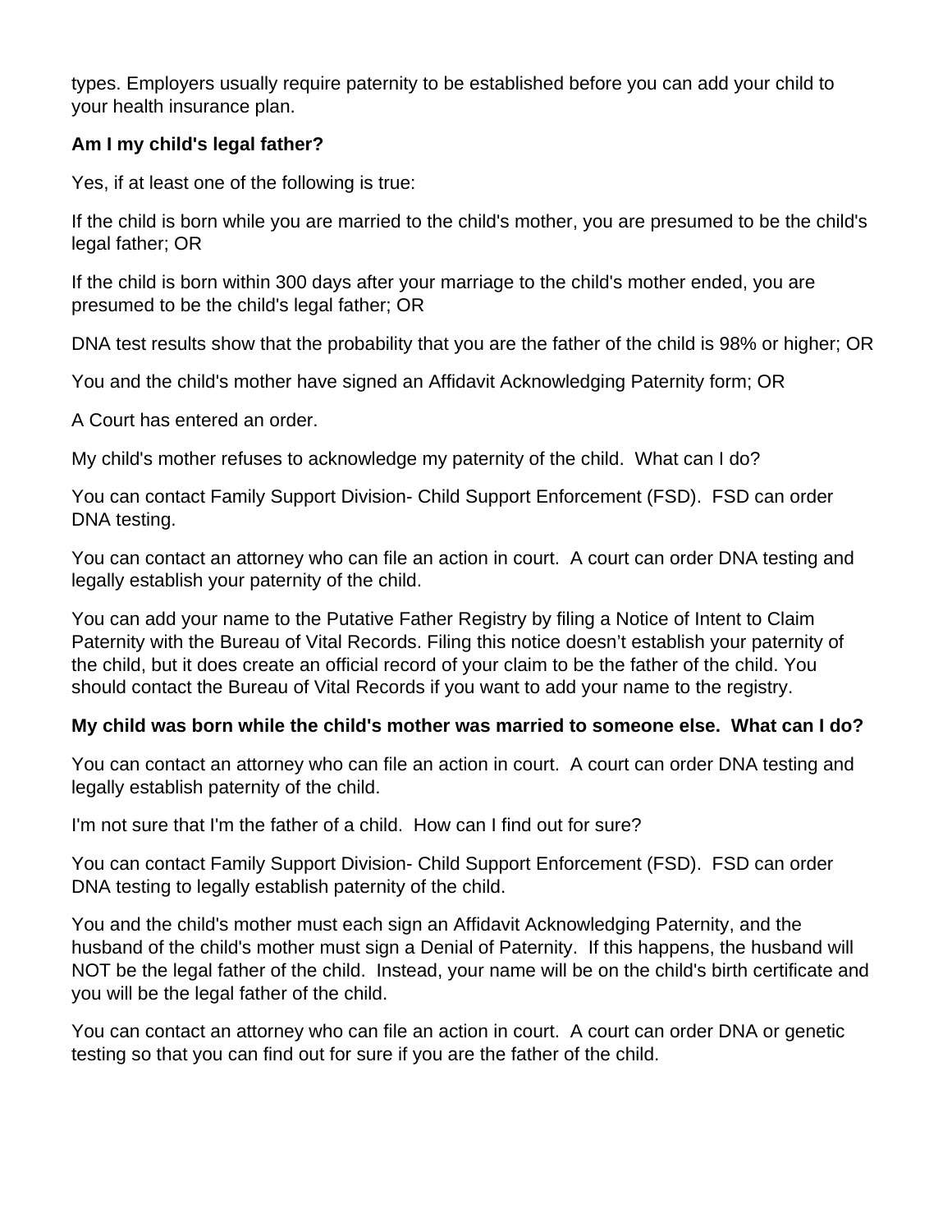types. Employers usually require paternity to be established before you can add your child to your health insurance plan.

**Am I my child's legal father?**

Yes, if at least one of the following is true:

If the child is born while you are married to the child's mother, you are presumed to be the child's legal father; OR

If the child is born within 300 days after your marriage to the child's mother ended, you are presumed to be the child's legal father; OR

DNA test results show that the probability that you are the father of the child is 98% or higher; OR

You and the child's mother have signed an Affidavit Acknowledging Paternity form; OR

A Court has entered an order.

My child's mother refuses to acknowledge my paternity of the child. What can I do?

You can contact Family Support Division- Child Support Enforcement (FSD). FSD can order DNA testing.

You can contact an attorney who can file an action in court. A court can order DNA testing and legally establish your paternity of the child.

You can add your name to the Putative Father Registry by filing a Notice of Intent to Claim Paternity with the Bureau of Vital Records. Filing this notice doesn't establish your paternity of the child, but it does create an official record of your claim to be the father of the child. You should contact the Bureau of Vital Records if you want to add your name to the registry.

**My child was born while the child's mother was married to someone else. What can I do?**

You can contact an attorney who can file an action in court. A court can order DNA testing and legally establish paternity of the child.

I'm not sure that I'm the father of a child. How can I find out for sure?

You can contact Family Support Division- Child Support Enforcement (FSD). FSD can order DNA testing to legally establish paternity of the child.

You and the child's mother must each sign an Affidavit Acknowledging Paternity, and the husband of the child's mother must sign a Denial of Paternity. If this happens, the husband will NOT be the legal father of the child. Instead, your name will be on the child's birth certificate and you will be the legal father of the child.

You can contact an attorney who can file an action in court. A court can order DNA or genetic testing so that you can find out for sure if you are the father of the child.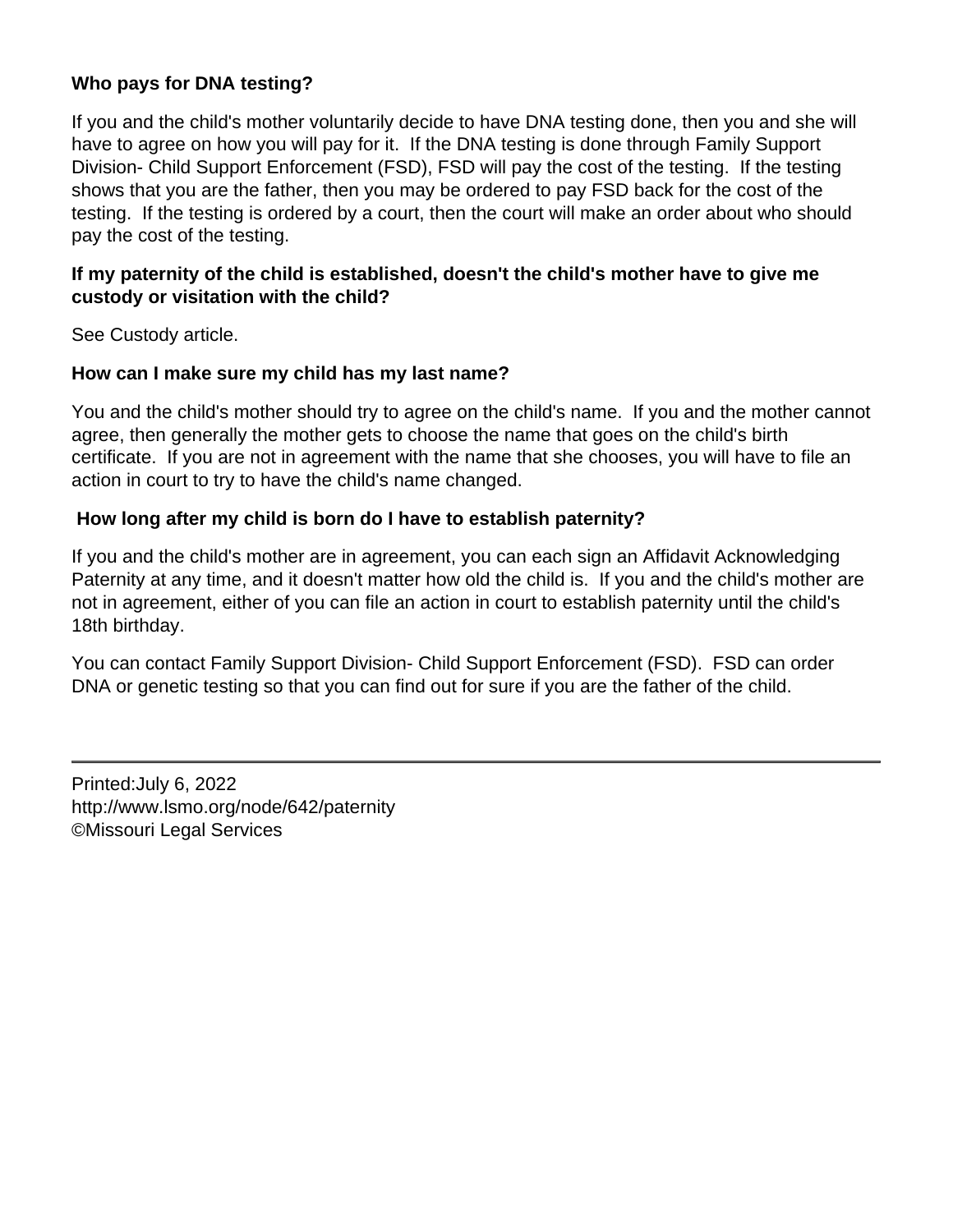**Who pays for DNA testing?**

If you and the child's mother voluntarily decide to have DNA testing done, then you and she will have to agree on how you will pay for it. If the DNA testing is done through Family Support Division- Child Support Enforcement (FSD), FSD will pay the cost of the testing. If the testing shows that you are the father, then you may be ordered to pay FSD back for the cost of the testing. If the testing is ordered by a court, then the court will make an order about who should pay the cost of the testing.

**If my paternity of the child is established, doesn't the child's mother have to give me custody or visitation with the child?**

See Custody article.

**How can I make sure my child has my last name?**

You and the child's mother should try to agree on the child's name. If you and the mother cannot agree, then generally the mother gets to choose the name that goes on the child's birth certificate. If you are not in agreement with the name that she chooses, you will have to file an action in court to try to have the child's name changed.

**How long after my child is born do I have to establish paternity?**

If you and the child's mother are in agreement, you can each sign an Affidavit Acknowledging Paternity at any time, and it doesn't matter how old the child is. If you and the child's mother are not in agreement, either of you can file an action in court to establish paternity until the child's 18th birthday.

You can contact Family Support Division- Child Support Enforcement (FSD). FSD can order DNA or genetic testing so that you can find out for sure if you are the father of the child.

---

Printed:July 6, 2022
http://www.lsmo.org/node/642/paternity
©Missouri Legal Services